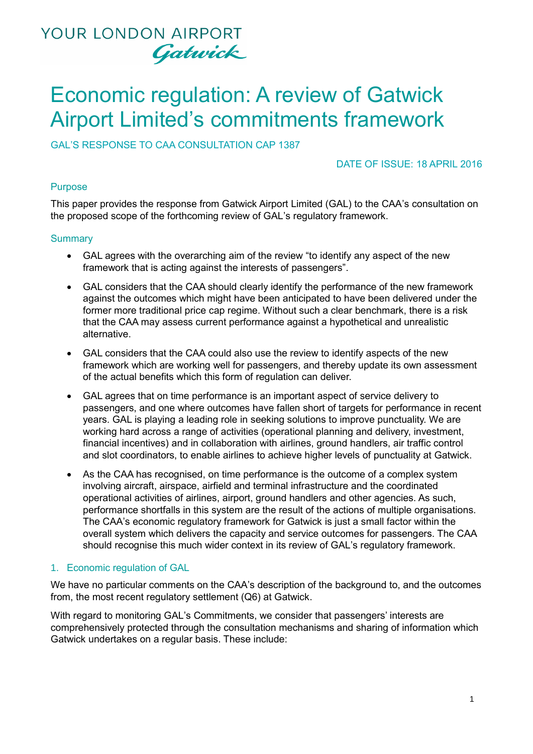YOUR LONDON AIRPORT
Gatwick

# Economic regulation: A review of Gatwick Airport Limited's commitments framework

GAL'S RESPONSE TO CAA CONSULTATION CAP 1387

DATE OF ISSUE: 18 APRIL 2016

## Purpose

This paper provides the response from Gatwick Airport Limited (GAL) to the CAA's consultation on the proposed scope of the forthcoming review of GAL's regulatory framework.

## Summary

- GAL agrees with the overarching aim of the review "to identify any aspect of the new framework that is acting against the interests of passengers".
- GAL considers that the CAA should clearly identify the performance of the new framework against the outcomes which might have been anticipated to have been delivered under the former more traditional price cap regime. Without such a clear benchmark, there is a risk that the CAA may assess current performance against a hypothetical and unrealistic alternative.
- GAL considers that the CAA could also use the review to identify aspects of the new framework which are working well for passengers, and thereby update its own assessment of the actual benefits which this form of regulation can deliver.
- GAL agrees that on time performance is an important aspect of service delivery to passengers, and one where outcomes have fallen short of targets for performance in recent years. GAL is playing a leading role in seeking solutions to improve punctuality. We are working hard across a range of activities (operational planning and delivery, investment, financial incentives) and in collaboration with airlines, ground handlers, air traffic control and slot coordinators, to enable airlines to achieve higher levels of punctuality at Gatwick.
- As the CAA has recognised, on time performance is the outcome of a complex system involving aircraft, airspace, airfield and terminal infrastructure and the coordinated operational activities of airlines, airport, ground handlers and other agencies. As such, performance shortfalls in this system are the result of the actions of multiple organisations. The CAA's economic regulatory framework for Gatwick is just a small factor within the overall system which delivers the capacity and service outcomes for passengers. The CAA should recognise this much wider context in its review of GAL's regulatory framework.

## 1. Economic regulation of GAL

We have no particular comments on the CAA's description of the background to, and the outcomes from, the most recent regulatory settlement (Q6) at Gatwick.

With regard to monitoring GAL's Commitments, we consider that passengers' interests are comprehensively protected through the consultation mechanisms and sharing of information which Gatwick undertakes on a regular basis. These include: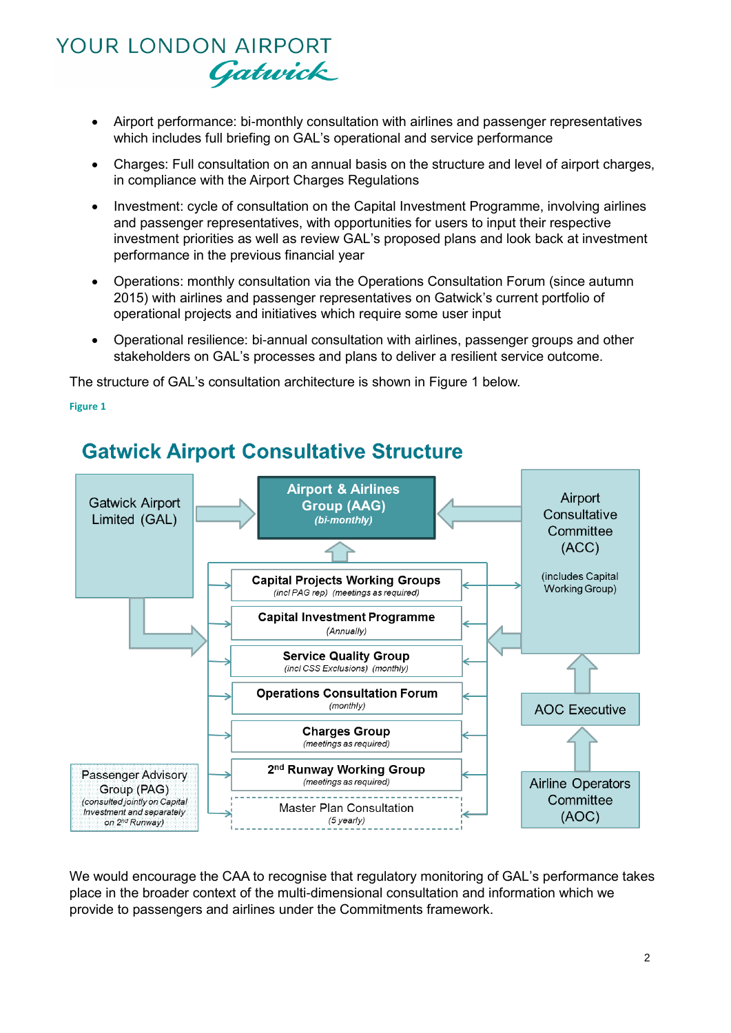- Airport performance: bi-monthly consultation with airlines and passenger representatives which includes full briefing on GAL's operational and service performance
- Charges: Full consultation on an annual basis on the structure and level of airport charges, in compliance with the Airport Charges Regulations
- Investment: cycle of consultation on the Capital Investment Programme, involving airlines and passenger representatives, with opportunities for users to input their respective investment priorities as well as review GAL's proposed plans and look back at investment performance in the previous financial year
- Operations: monthly consultation via the Operations Consultation Forum (since autumn 2015) with airlines and passenger representatives on Gatwick's current portfolio of operational projects and initiatives which require some user input
- Operational resilience: bi-annual consultation with airlines, passenger groups and other stakeholders on GAL's processes and plans to deliver a resilient service outcome.

The structure of GAL's consultation architecture is shown in Figure 1 below.

Figure 1

## Gatwick Airport Consultative Structure

- Gatwick Airport Limited (GAL)
- Airport & Airlines Group (AAG) (bi-monthly)
- Airport Consultative Committee (ACC) (includes Capital Working Group)
- Capital Projects Working Groups (incl PAG rep) (meetings as required)
- Capital Investment Programme (Annually)
- Service Quality Group (incl CSS Exclusions) (monthly)
- Operations Consultation Forum (monthly)
- Charges Group (meetings as required)
- 2nd Runway Working Group (meetings as required)
- Master Plan Consultation (5 yearly)
- AOC Executive
- Airline Operators Committee (AOC)
- Passenger Advisory Group (PAG) (consulted jointly on Capital Investment and separately on 2nd Runway)

We would encourage the CAA to recognise that regulatory monitoring of GAL's performance takes place in the broader context of the multi-dimensional consultation and information which we provide to passengers and airlines under the Commitments framework.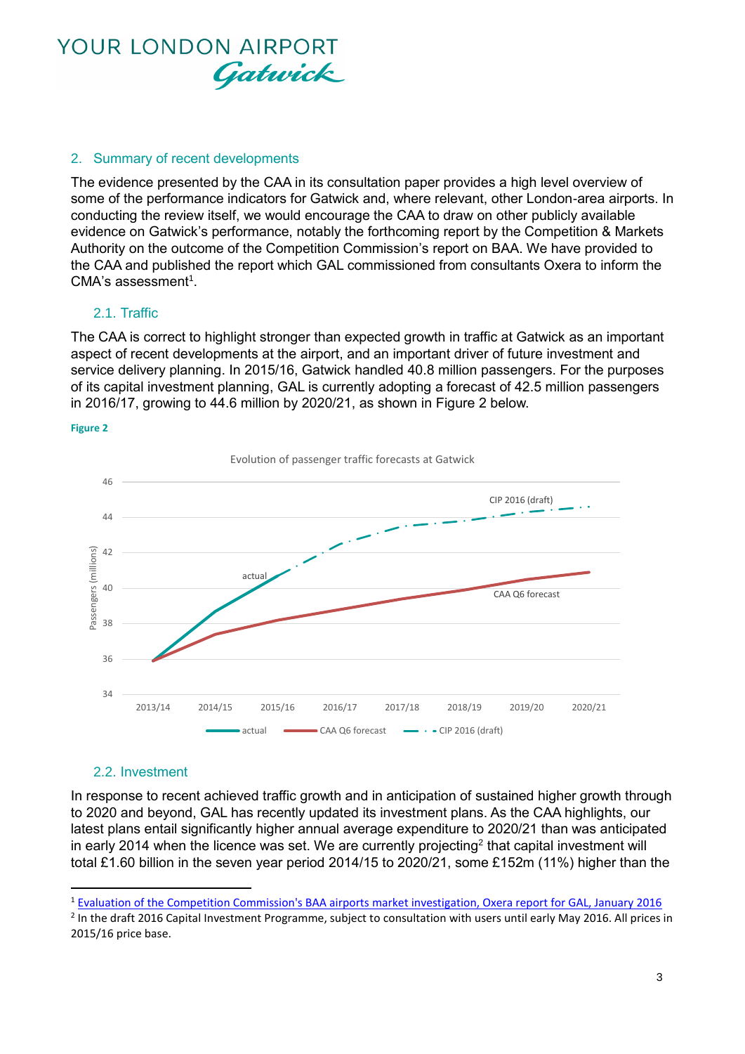## 2. Summary of recent developments

The evidence presented by the CAA in its consultation paper provides a high level overview of some of the performance indicators for Gatwick and, where relevant, other London-area airports. In conducting the review itself, we would encourage the CAA to draw on other publicly available evidence on Gatwick's performance, notably the forthcoming report by the Competition & Markets Authority on the outcome of the Competition Commission's report on BAA. We have provided to the CAA and published the report which GAL commissioned from consultants Oxera to inform the CMA's assessment[1].

### 2.1. Traffic

The CAA is correct to highlight stronger than expected growth in traffic at Gatwick as an important aspect of recent developments at the airport, and an important driver of future investment and service delivery planning. In 2015/16, Gatwick handled 40.8 million passengers. For the purposes of its capital investment planning, GAL is currently adopting a forecast of 42.5 million passengers in 2016/17, growing to 44.6 million by 2020/21, as shown in Figure 2 below.

**Figure 2**

Evolution of passenger traffic forecasts at Gatwick

### 2.2. Investment

In response to recent achieved traffic growth and in anticipation of sustained higher growth through to 2020 and beyond, GAL has recently updated its investment plans. As the CAA highlights, our latest plans entail significantly higher annual average expenditure to 2020/21 than was anticipated in early 2014 when the licence was set. We are currently projecting[2] that capital investment will total £1.60 billion in the seven year period 2014/15 to 2020/21, some £152m (11%) higher than the

---

[1] Evaluation of the Competition Commission's BAA airports market investigation, Oxera report for GAL, January 2016

[2] In the draft 2016 Capital Investment Programme, subject to consultation with users until early May 2016. All prices in 2015/16 price base.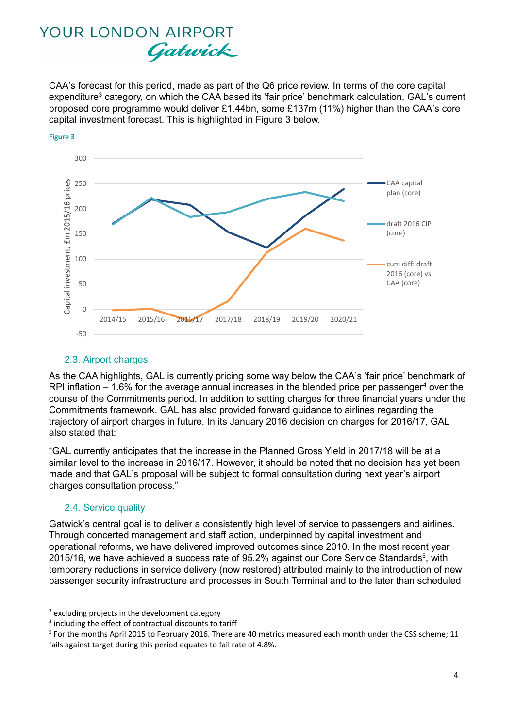CAA's forecast for this period, made as part of the Q6 price review. In terms of the core capital expenditure[3] category, on which the CAA based its 'fair price' benchmark calculation, GAL's current proposed core programme would deliver £1.44bn, some £137m (11%) higher than the CAA's core capital investment forecast. This is highlighted in Figure 3 below.

**Figure 3**

### 2.3. Airport charges

As the CAA highlights, GAL is currently pricing some way below the CAA's 'fair price' benchmark of RPI inflation – 1.6% for the average annual increases in the blended price per passenger[4] over the course of the Commitments period. In addition to setting charges for three financial years under the Commitments framework, GAL has also provided forward guidance to airlines regarding the trajectory of airport charges in future. In its January 2016 decision on charges for 2016/17, GAL also stated that:

"GAL currently anticipates that the increase in the Planned Gross Yield in 2017/18 will be at a similar level to the increase in 2016/17. However, it should be noted that no decision has yet been made and that GAL's proposal will be subject to formal consultation during next year's airport charges consultation process."

### 2.4. Service quality

Gatwick's central goal is to deliver a consistently high level of service to passengers and airlines. Through concerted management and staff action, underpinned by capital investment and operational reforms, we have delivered improved outcomes since 2010. In the most recent year 2015/16, we have achieved a success rate of 95.2% against our Core Service Standards[5], with temporary reductions in service delivery (now restored) attributed mainly to the introduction of new passenger security infrastructure and processes in South Terminal and to the later than scheduled

---

[3] excluding projects in the development category

[4] including the effect of contractual discounts to tariff

[5] For the months April 2015 to February 2016. There are 40 metrics measured each month under the CSS scheme; 11 fails against target during this period equates to fail rate of 4.8%.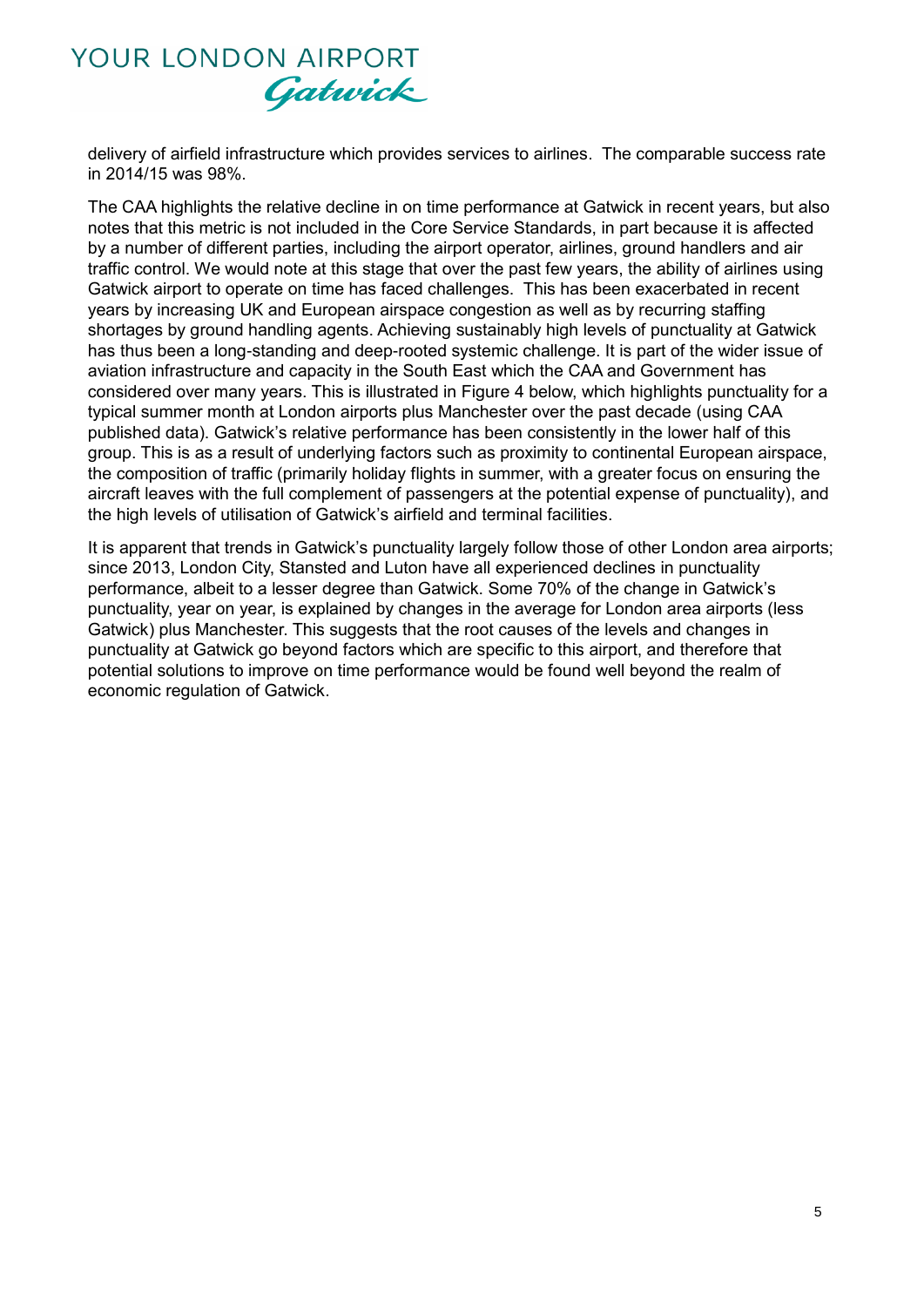delivery of airfield infrastructure which provides services to airlines. The comparable success rate in 2014/15 was 98%.

The CAA highlights the relative decline in on time performance at Gatwick in recent years, but also notes that this metric is not included in the Core Service Standards, in part because it is affected by a number of different parties, including the airport operator, airlines, ground handlers and air traffic control. We would note at this stage that over the past few years, the ability of airlines using Gatwick airport to operate on time has faced challenges. This has been exacerbated in recent years by increasing UK and European airspace congestion as well as by recurring staffing shortages by ground handling agents. Achieving sustainably high levels of punctuality at Gatwick has thus been a long-standing and deep-rooted systemic challenge. It is part of the wider issue of aviation infrastructure and capacity in the South East which the CAA and Government has considered over many years. This is illustrated in Figure 4 below, which highlights punctuality for a typical summer month at London airports plus Manchester over the past decade (using CAA published data). Gatwick's relative performance has been consistently in the lower half of this group. This is as a result of underlying factors such as proximity to continental European airspace, the composition of traffic (primarily holiday flights in summer, with a greater focus on ensuring the aircraft leaves with the full complement of passengers at the potential expense of punctuality), and the high levels of utilisation of Gatwick's airfield and terminal facilities.

It is apparent that trends in Gatwick's punctuality largely follow those of other London area airports; since 2013, London City, Stansted and Luton have all experienced declines in punctuality performance, albeit to a lesser degree than Gatwick. Some 70% of the change in Gatwick's punctuality, year on year, is explained by changes in the average for London area airports (less Gatwick) plus Manchester. This suggests that the root causes of the levels and changes in punctuality at Gatwick go beyond factors which are specific to this airport, and therefore that potential solutions to improve on time performance would be found well beyond the realm of economic regulation of Gatwick.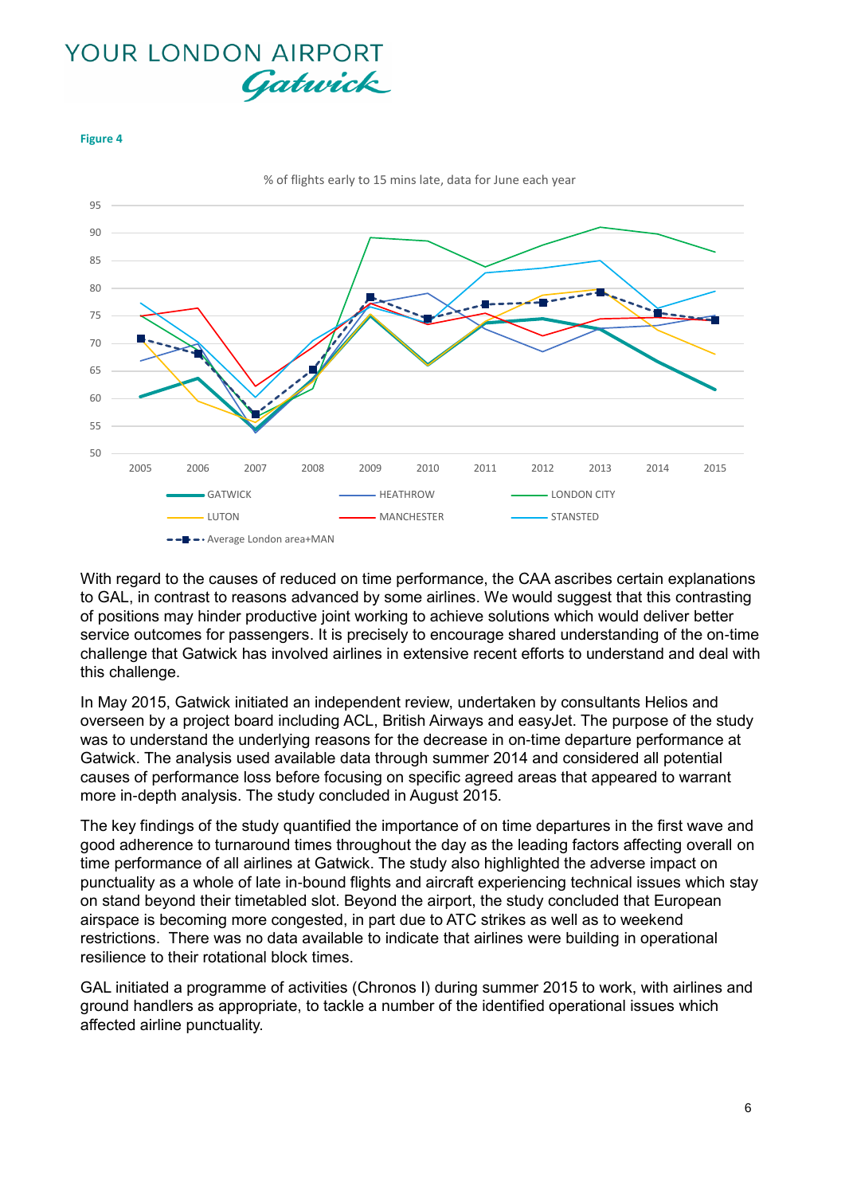**Figure 4**

% of flights early to 15 mins late, data for June each year

With regard to the causes of reduced on time performance, the CAA ascribes certain explanations to GAL, in contrast to reasons advanced by some airlines. We would suggest that this contrasting of positions may hinder productive joint working to achieve solutions which would deliver better service outcomes for passengers. It is precisely to encourage shared understanding of the on-time challenge that Gatwick has involved airlines in extensive recent efforts to understand and deal with this challenge.

In May 2015, Gatwick initiated an independent review, undertaken by consultants Helios and overseen by a project board including ACL, British Airways and easyJet. The purpose of the study was to understand the underlying reasons for the decrease in on-time departure performance at Gatwick. The analysis used available data through summer 2014 and considered all potential causes of performance loss before focusing on specific agreed areas that appeared to warrant more in-depth analysis. The study concluded in August 2015.

The key findings of the study quantified the importance of on time departures in the first wave and good adherence to turnaround times throughout the day as the leading factors affecting overall on time performance of all airlines at Gatwick. The study also highlighted the adverse impact on punctuality as a whole of late in-bound flights and aircraft experiencing technical issues which stay on stand beyond their timetabled slot. Beyond the airport, the study concluded that European airspace is becoming more congested, in part due to ATC strikes as well as to weekend restrictions. There was no data available to indicate that airlines were building in operational resilience to their rotational block times.

GAL initiated a programme of activities (Chronos I) during summer 2015 to work, with airlines and ground handlers as appropriate, to tackle a number of the identified operational issues which affected airline punctuality.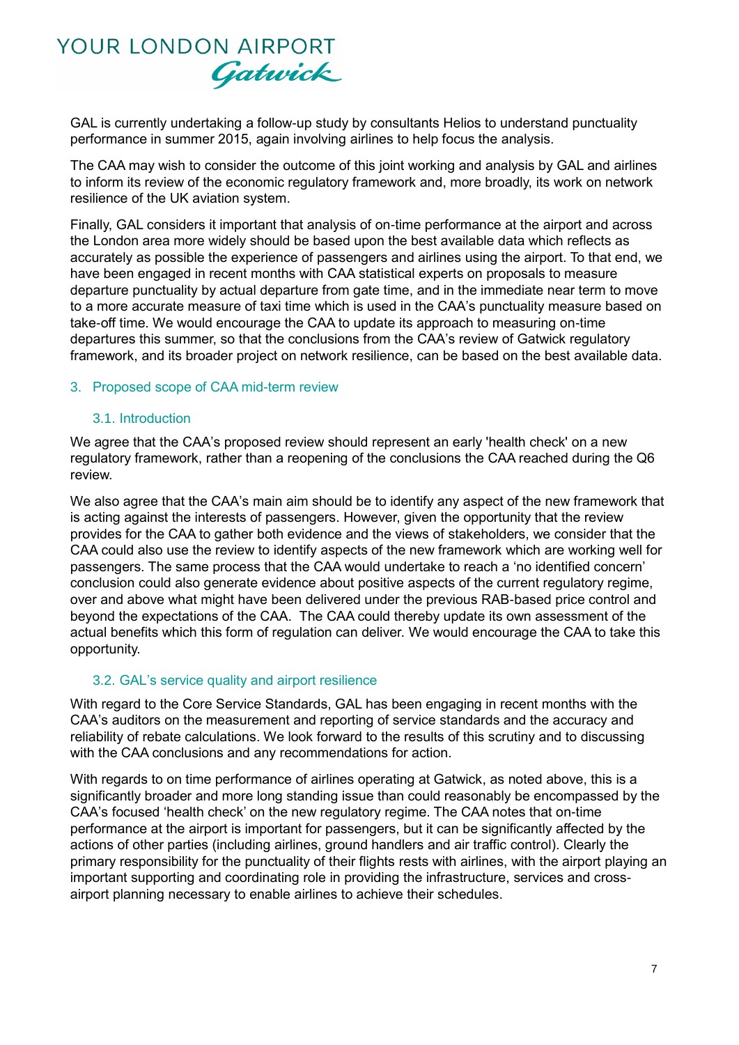GAL is currently undertaking a follow-up study by consultants Helios to understand punctuality performance in summer 2015, again involving airlines to help focus the analysis.

The CAA may wish to consider the outcome of this joint working and analysis by GAL and airlines to inform its review of the economic regulatory framework and, more broadly, its work on network resilience of the UK aviation system.

Finally, GAL considers it important that analysis of on-time performance at the airport and across the London area more widely should be based upon the best available data which reflects as accurately as possible the experience of passengers and airlines using the airport. To that end, we have been engaged in recent months with CAA statistical experts on proposals to measure departure punctuality by actual departure from gate time, and in the immediate near term to move to a more accurate measure of taxi time which is used in the CAA's punctuality measure based on take-off time. We would encourage the CAA to update its approach to measuring on-time departures this summer, so that the conclusions from the CAA's review of Gatwick regulatory framework, and its broader project on network resilience, can be based on the best available data.

## 3. Proposed scope of CAA mid-term review

### 3.1. Introduction

We agree that the CAA's proposed review should represent an early 'health check' on a new regulatory framework, rather than a reopening of the conclusions the CAA reached during the Q6 review.

We also agree that the CAA's main aim should be to identify any aspect of the new framework that is acting against the interests of passengers. However, given the opportunity that the review provides for the CAA to gather both evidence and the views of stakeholders, we consider that the CAA could also use the review to identify aspects of the new framework which are working well for passengers. The same process that the CAA would undertake to reach a 'no identified concern' conclusion could also generate evidence about positive aspects of the current regulatory regime, over and above what might have been delivered under the previous RAB-based price control and beyond the expectations of the CAA. The CAA could thereby update its own assessment of the actual benefits which this form of regulation can deliver. We would encourage the CAA to take this opportunity.

### 3.2. GAL's service quality and airport resilience

With regard to the Core Service Standards, GAL has been engaging in recent months with the CAA's auditors on the measurement and reporting of service standards and the accuracy and reliability of rebate calculations. We look forward to the results of this scrutiny and to discussing with the CAA conclusions and any recommendations for action.

With regards to on time performance of airlines operating at Gatwick, as noted above, this is a significantly broader and more long standing issue than could reasonably be encompassed by the CAA's focused 'health check' on the new regulatory regime. The CAA notes that on-time performance at the airport is important for passengers, but it can be significantly affected by the actions of other parties (including airlines, ground handlers and air traffic control). Clearly the primary responsibility for the punctuality of their flights rests with airlines, with the airport playing an important supporting and coordinating role in providing the infrastructure, services and cross-airport planning necessary to enable airlines to achieve their schedules.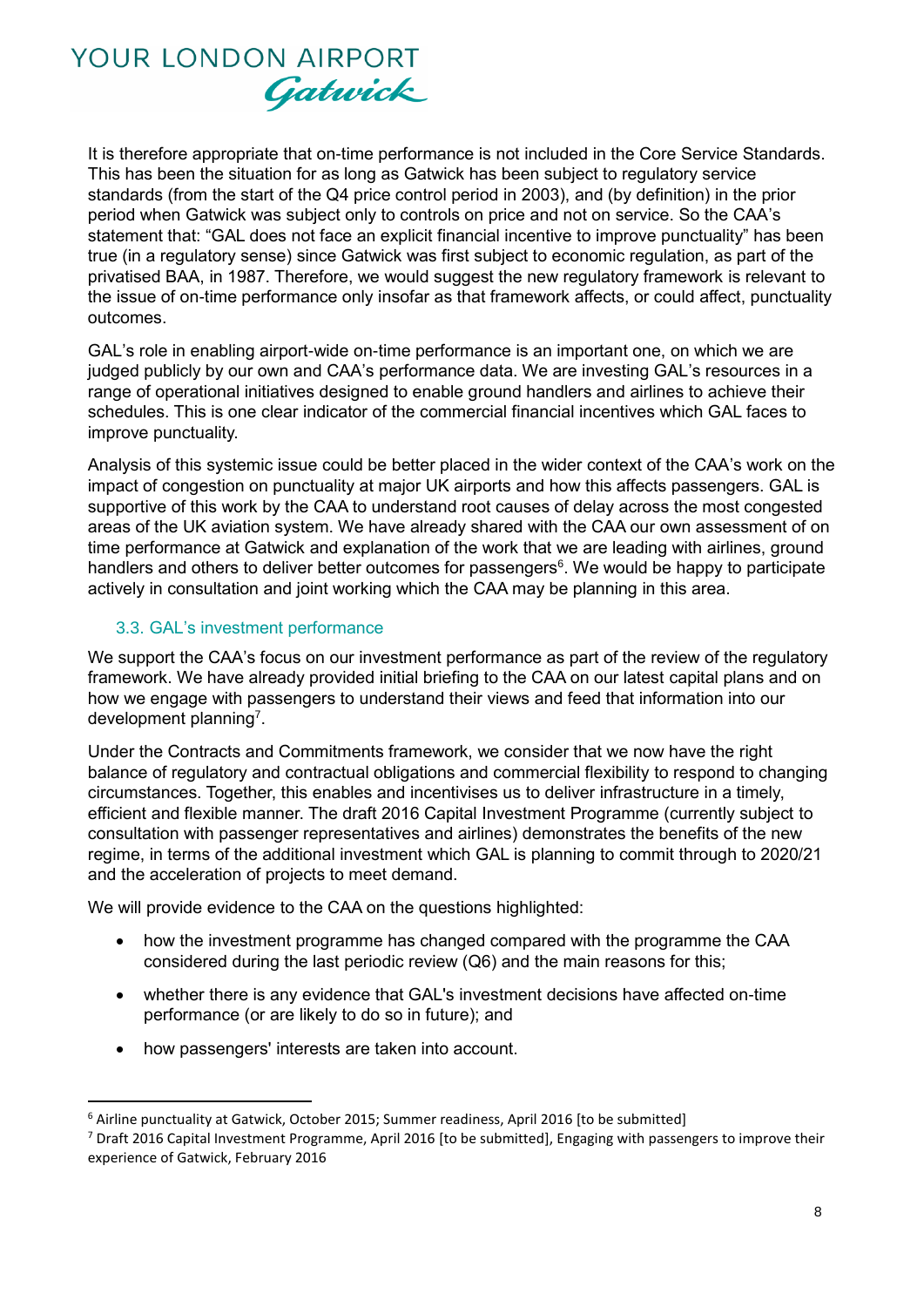It is therefore appropriate that on-time performance is not included in the Core Service Standards. This has been the situation for as long as Gatwick has been subject to regulatory service standards (from the start of the Q4 price control period in 2003), and (by definition) in the prior period when Gatwick was subject only to controls on price and not on service. So the CAA's statement that: "GAL does not face an explicit financial incentive to improve punctuality" has been true (in a regulatory sense) since Gatwick was first subject to economic regulation, as part of the privatised BAA, in 1987. Therefore, we would suggest the new regulatory framework is relevant to the issue of on-time performance only insofar as that framework affects, or could affect, punctuality outcomes.

GAL's role in enabling airport-wide on-time performance is an important one, on which we are judged publicly by our own and CAA's performance data. We are investing GAL's resources in a range of operational initiatives designed to enable ground handlers and airlines to achieve their schedules. This is one clear indicator of the commercial financial incentives which GAL faces to improve punctuality.

Analysis of this systemic issue could be better placed in the wider context of the CAA's work on the impact of congestion on punctuality at major UK airports and how this affects passengers. GAL is supportive of this work by the CAA to understand root causes of delay across the most congested areas of the UK aviation system. We have already shared with the CAA our own assessment of on time performance at Gatwick and explanation of the work that we are leading with airlines, ground handlers and others to deliver better outcomes for passengers[6]. We would be happy to participate actively in consultation and joint working which the CAA may be planning in this area.

### 3.3. GAL's investment performance

We support the CAA's focus on our investment performance as part of the review of the regulatory framework. We have already provided initial briefing to the CAA on our latest capital plans and on how we engage with passengers to understand their views and feed that information into our development planning[7].

Under the Contracts and Commitments framework, we consider that we now have the right balance of regulatory and contractual obligations and commercial flexibility to respond to changing circumstances. Together, this enables and incentivises us to deliver infrastructure in a timely, efficient and flexible manner. The draft 2016 Capital Investment Programme (currently subject to consultation with passenger representatives and airlines) demonstrates the benefits of the new regime, in terms of the additional investment which GAL is planning to commit through to 2020/21 and the acceleration of projects to meet demand.

We will provide evidence to the CAA on the questions highlighted:

- how the investment programme has changed compared with the programme the CAA considered during the last periodic review (Q6) and the main reasons for this;
- whether there is any evidence that GAL's investment decisions have affected on-time performance (or are likely to do so in future); and
- how passengers' interests are taken into account.

[6] Airline punctuality at Gatwick, October 2015; Summer readiness, April 2016 [to be submitted]

[7] Draft 2016 Capital Investment Programme, April 2016 [to be submitted], Engaging with passengers to improve their experience of Gatwick, February 2016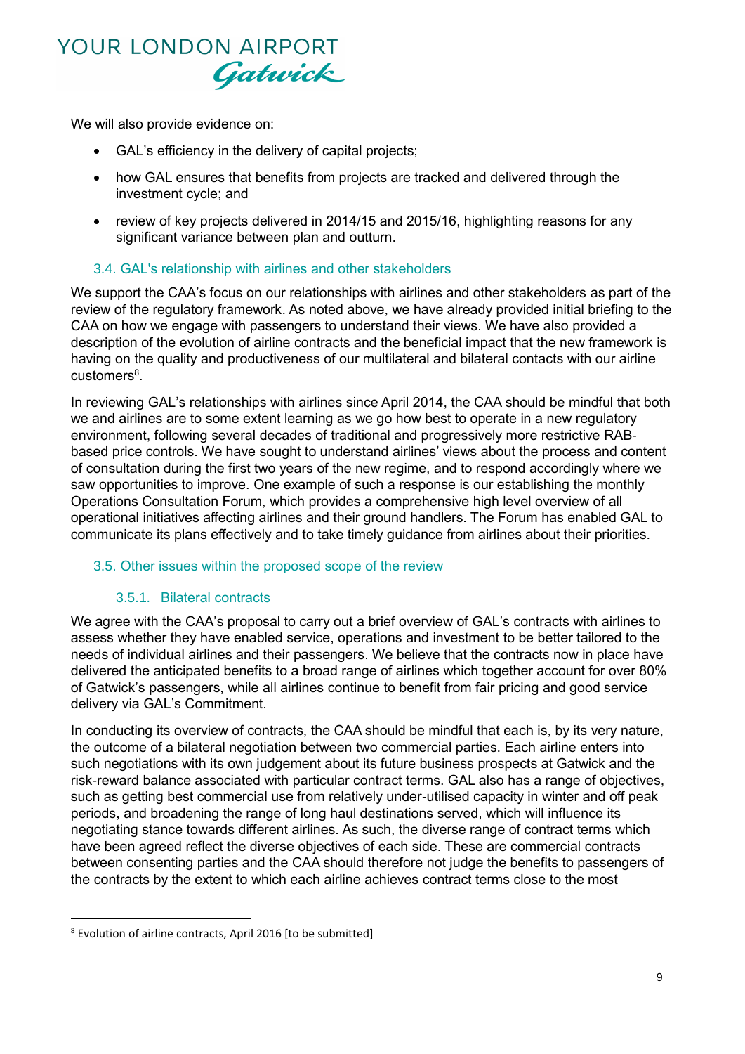We will also provide evidence on:

- GAL's efficiency in the delivery of capital projects;
- how GAL ensures that benefits from projects are tracked and delivered through the investment cycle; and
- review of key projects delivered in 2014/15 and 2015/16, highlighting reasons for any significant variance between plan and outturn.

### 3.4. GAL's relationship with airlines and other stakeholders

We support the CAA's focus on our relationships with airlines and other stakeholders as part of the review of the regulatory framework. As noted above, we have already provided initial briefing to the CAA on how we engage with passengers to understand their views. We have also provided a description of the evolution of airline contracts and the beneficial impact that the new framework is having on the quality and productiveness of our multilateral and bilateral contacts with our airline customers[8].

In reviewing GAL's relationships with airlines since April 2014, the CAA should be mindful that both we and airlines are to some extent learning as we go how best to operate in a new regulatory environment, following several decades of traditional and progressively more restrictive RAB-based price controls. We have sought to understand airlines' views about the process and content of consultation during the first two years of the new regime, and to respond accordingly where we saw opportunities to improve. One example of such a response is our establishing the monthly Operations Consultation Forum, which provides a comprehensive high level overview of all operational initiatives affecting airlines and their ground handlers. The Forum has enabled GAL to communicate its plans effectively and to take timely guidance from airlines about their priorities.

### 3.5. Other issues within the proposed scope of the review

#### 3.5.1. Bilateral contracts

We agree with the CAA's proposal to carry out a brief overview of GAL's contracts with airlines to assess whether they have enabled service, operations and investment to be better tailored to the needs of individual airlines and their passengers. We believe that the contracts now in place have delivered the anticipated benefits to a broad range of airlines which together account for over 80% of Gatwick's passengers, while all airlines continue to benefit from fair pricing and good service delivery via GAL's Commitment.

In conducting its overview of contracts, the CAA should be mindful that each is, by its very nature, the outcome of a bilateral negotiation between two commercial parties. Each airline enters into such negotiations with its own judgement about its future business prospects at Gatwick and the risk-reward balance associated with particular contract terms. GAL also has a range of objectives, such as getting best commercial use from relatively under-utilised capacity in winter and off peak periods, and broadening the range of long haul destinations served, which will influence its negotiating stance towards different airlines. As such, the diverse range of contract terms which have been agreed reflect the diverse objectives of each side. These are commercial contracts between consenting parties and the CAA should therefore not judge the benefits to passengers of the contracts by the extent to which each airline achieves contract terms close to the most

---

[8] Evolution of airline contracts, April 2016 [to be submitted]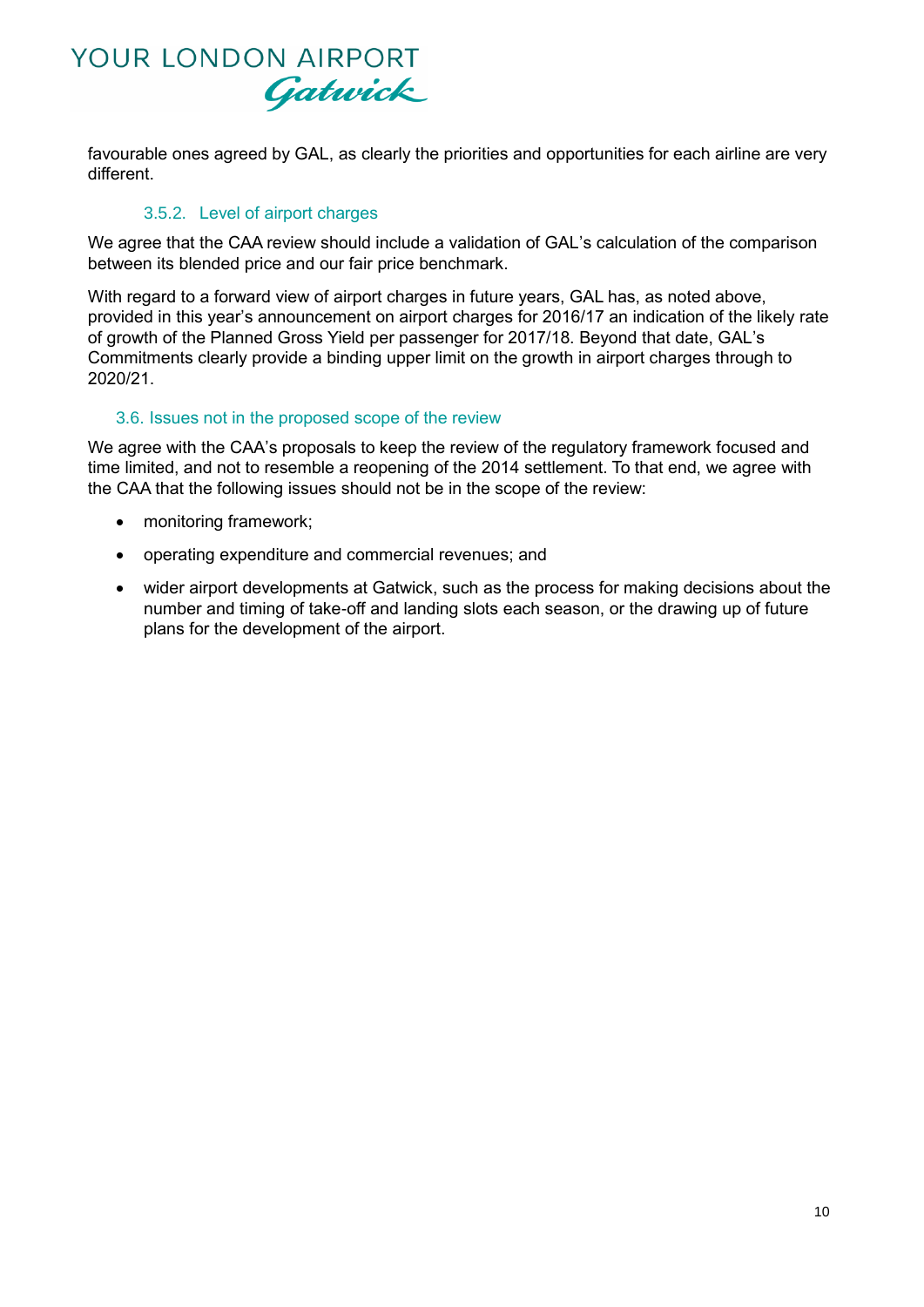favourable ones agreed by GAL, as clearly the priorities and opportunities for each airline are very different.

#### 3.5.2. Level of airport charges

We agree that the CAA review should include a validation of GAL's calculation of the comparison between its blended price and our fair price benchmark.

With regard to a forward view of airport charges in future years, GAL has, as noted above, provided in this year's announcement on airport charges for 2016/17 an indication of the likely rate of growth of the Planned Gross Yield per passenger for 2017/18. Beyond that date, GAL's Commitments clearly provide a binding upper limit on the growth in airport charges through to 2020/21.

### 3.6. Issues not in the proposed scope of the review

We agree with the CAA's proposals to keep the review of the regulatory framework focused and time limited, and not to resemble a reopening of the 2014 settlement. To that end, we agree with the CAA that the following issues should not be in the scope of the review:

- monitoring framework;
- operating expenditure and commercial revenues; and
- wider airport developments at Gatwick, such as the process for making decisions about the number and timing of take-off and landing slots each season, or the drawing up of future plans for the development of the airport.